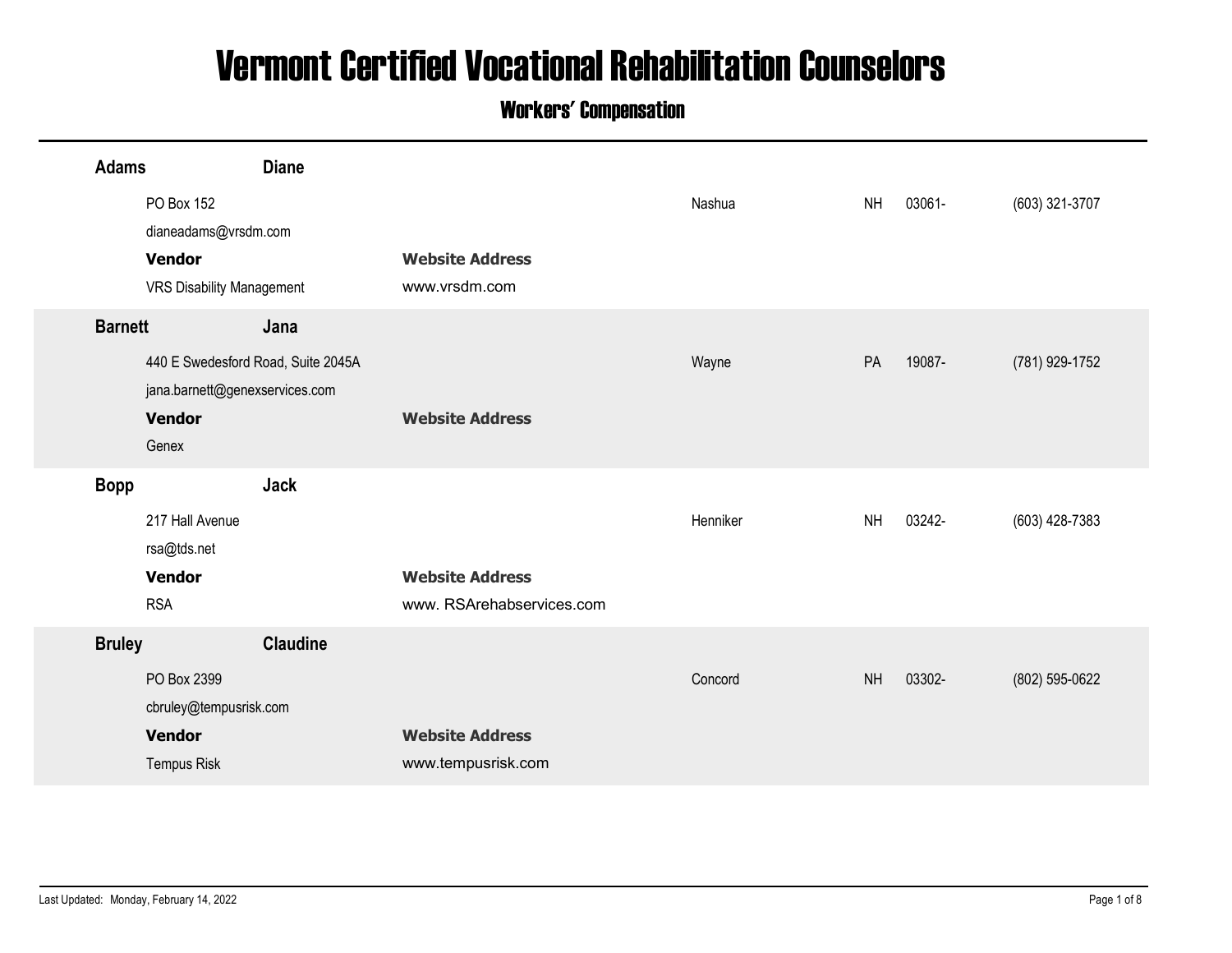# Vermont Certified Vocational Rehabilitation Counselors

## Workers' Compensation

---

**Adams** **Diane**

PO Box 152 | Nashua | NH | 03061- | (603) 321-3707

dianeadams@vrsdm.com

| **Vendor** | **Website Address** |
|---|---|
| VRS Disability Management | www.vrsdm.com |

---

**Barnett** **Jana**

440 E Swedesford Road, Suite 2045A | Wayne | PA | 19087- | (781) 929-1752

jana.barnett@genexservices.com

| **Vendor** | **Website Address** |
|---|---|
| Genex | |

---

**Bopp** **Jack**

217 Hall Avenue | Henniker | NH | 03242- | (603) 428-7383

rsa@tds.net

| **Vendor** | **Website Address** |
|---|---|
| RSA | www. RSArehabservices.com |

---

**Bruley** **Claudine**

PO Box 2399 | Concord | NH | 03302- | (802) 595-0622

cbruley@tempusrisk.com

| **Vendor** | **Website Address** |
|---|---|
| Tempus Risk | www.tempusrisk.com |

---

Last Updated: Monday, February 14, 2022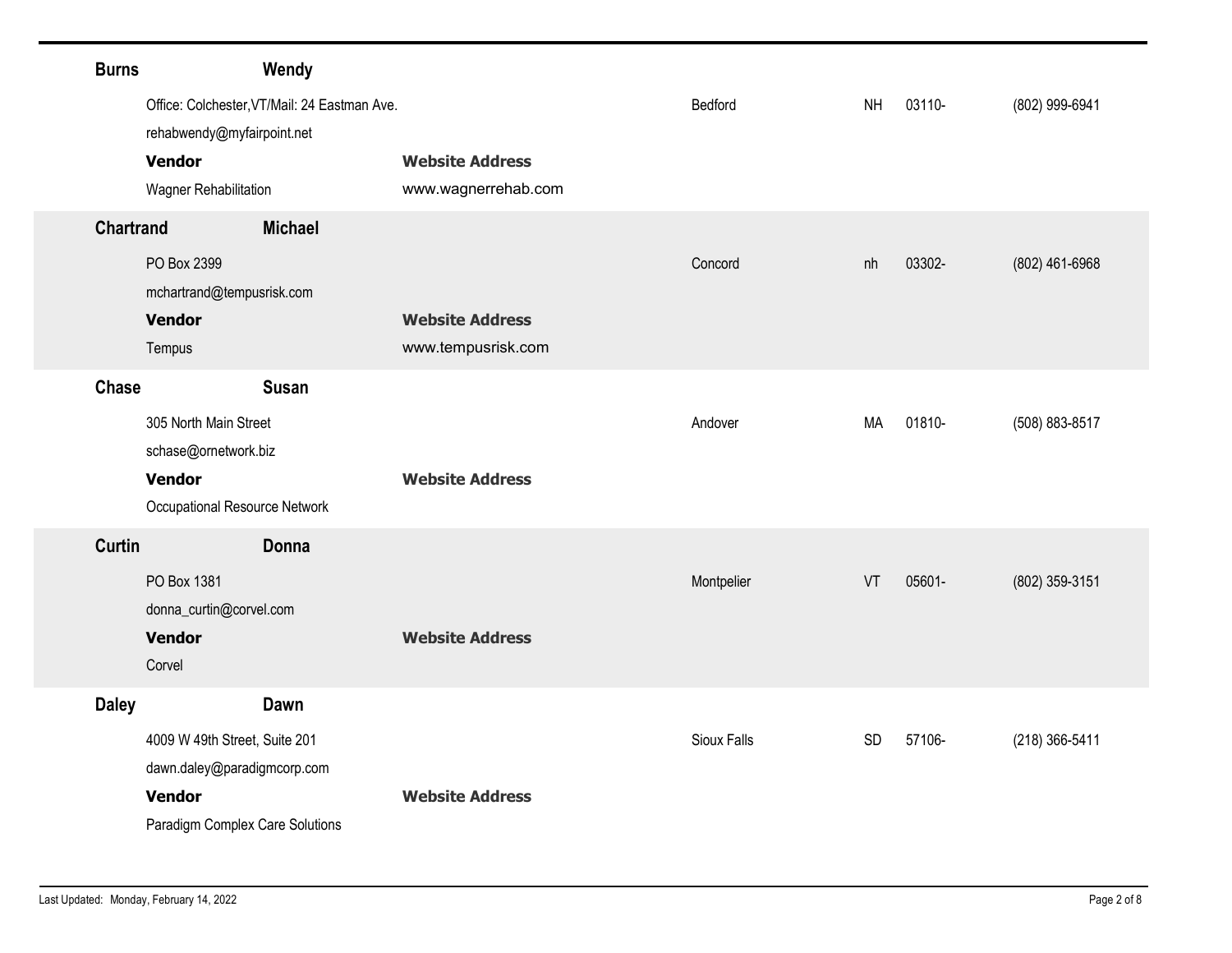**Burns** **Wendy**

Office: Colchester,VT/Mail: 24 Eastman Ave. | Bedford | NH | 03110- | (802) 999-6941

rehabwendy@myfairpoint.net

**Vendor** | **Website Address**

Wagner Rehabilitation | www.wagnerrehab.com

**Chartrand** **Michael**

PO Box 2399 | Concord | nh | 03302- | (802) 461-6968

mchartrand@tempusrisk.com

**Vendor** | **Website Address**

Tempus | www.tempusrisk.com

**Chase** **Susan**

305 North Main Street | Andover | MA | 01810- | (508) 883-8517

schase@ornetwork.biz

**Vendor** | **Website Address**

Occupational Resource Network

**Curtin** **Donna**

PO Box 1381 | Montpelier | VT | 05601- | (802) 359-3151

donna_curtin@corvel.com

**Vendor** | **Website Address**

Corvel

**Daley** **Dawn**

4009 W 49th Street, Suite 201 | Sioux Falls | SD | 57106- | (218) 366-5411

dawn.daley@paradigmcorp.com

**Vendor** | **Website Address**

Paradigm Complex Care Solutions

Last Updated: Monday, February 14, 2022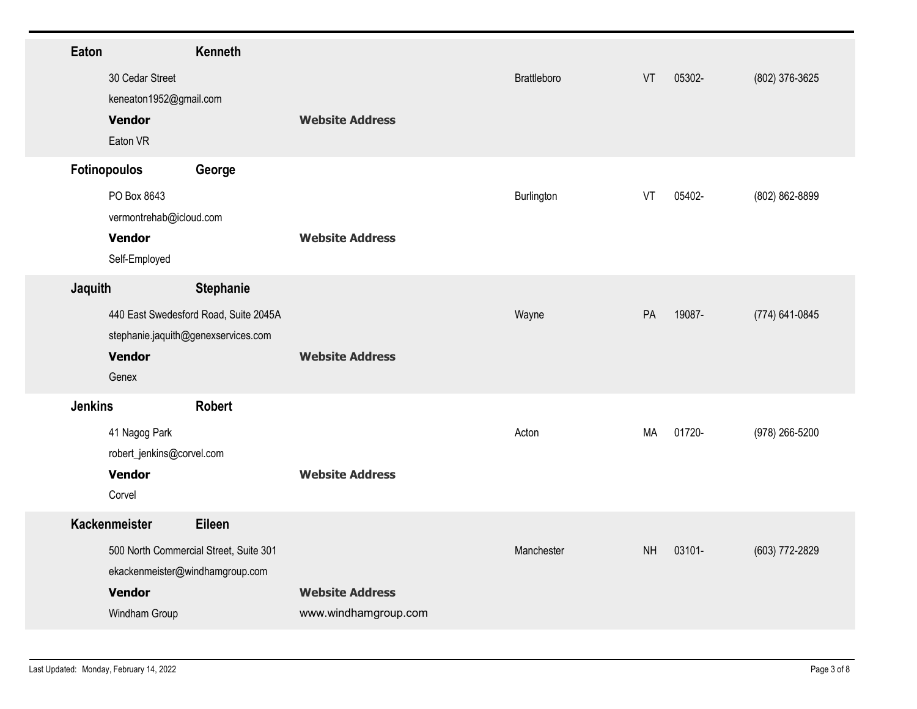**Eaton** **Kenneth**

30 Cedar Street | Brattleboro | VT | 05302- | (802) 376-3625

keneaton1952@gmail.com

**Vendor** | **Website Address**

Eaton VR

---

**Fotinopoulos** **George**

PO Box 8643 | Burlington | VT | 05402- | (802) 862-8899

vermontrehab@icloud.com

**Vendor** | **Website Address**

Self-Employed

---

**Jaquith** **Stephanie**

440 East Swedesford Road, Suite 2045A | Wayne | PA | 19087- | (774) 641-0845

stephanie.jaquith@genexservices.com

**Vendor** | **Website Address**

Genex

---

**Jenkins** **Robert**

41 Nagog Park | Acton | MA | 01720- | (978) 266-5200

robert_jenkins@corvel.com

**Vendor** | **Website Address**

Corvel

---

**Kackenmeister** **Eileen**

500 North Commercial Street, Suite 301 | Manchester | NH | 03101- | (603) 772-2829

ekackenmeister@windhamgroup.com

**Vendor** | **Website Address**

Windham Group | www.windhamgroup.com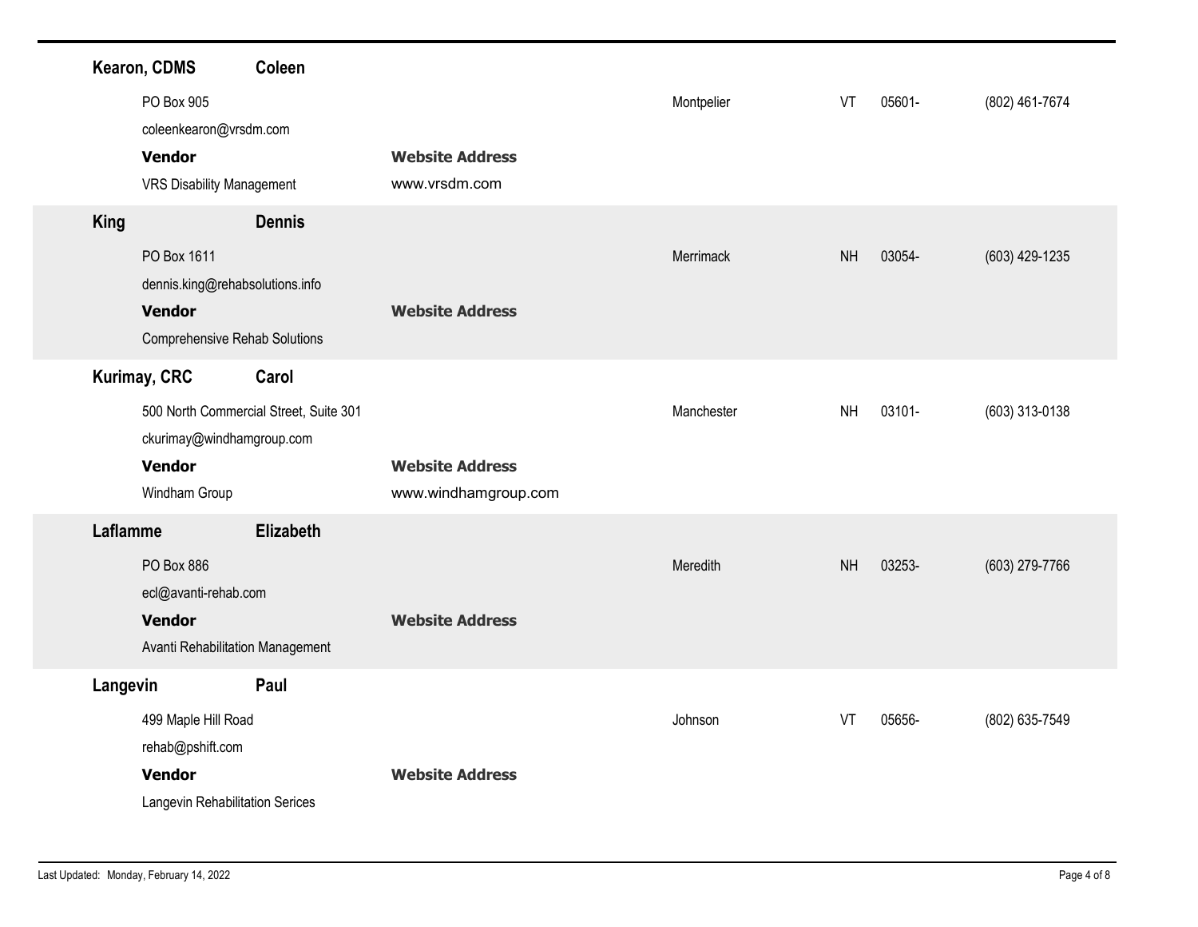**Kearon, CDMS** **Coleen**

PO Box 905 | Montpelier | VT | 05601- | (802) 461-7674

coleenkearon@vrsdm.com

**Vendor**
VRS Disability Management

**Website Address**
www.vrsdm.com

**King** **Dennis**

PO Box 1611 | Merrimack | NH | 03054- | (603) 429-1235

dennis.king@rehabsolutions.info

**Vendor**
Comprehensive Rehab Solutions

**Website Address**

**Kurimay, CRC** **Carol**

500 North Commercial Street, Suite 301 | Manchester | NH | 03101- | (603) 313-0138

ckurimay@windhamgroup.com

**Vendor**
Windham Group

**Website Address**
www.windhamgroup.com

**Laflamme** **Elizabeth**

PO Box 886 | Meredith | NH | 03253- | (603) 279-7766

ecl@avanti-rehab.com

**Vendor**
Avanti Rehabilitation Management

**Website Address**

**Langevin** **Paul**

499 Maple Hill Road | Johnson | VT | 05656- | (802) 635-7549

rehab@pshift.com

**Vendor**
Langevin Rehabilitation Serices

**Website Address**

Last Updated: Monday, February 14, 2022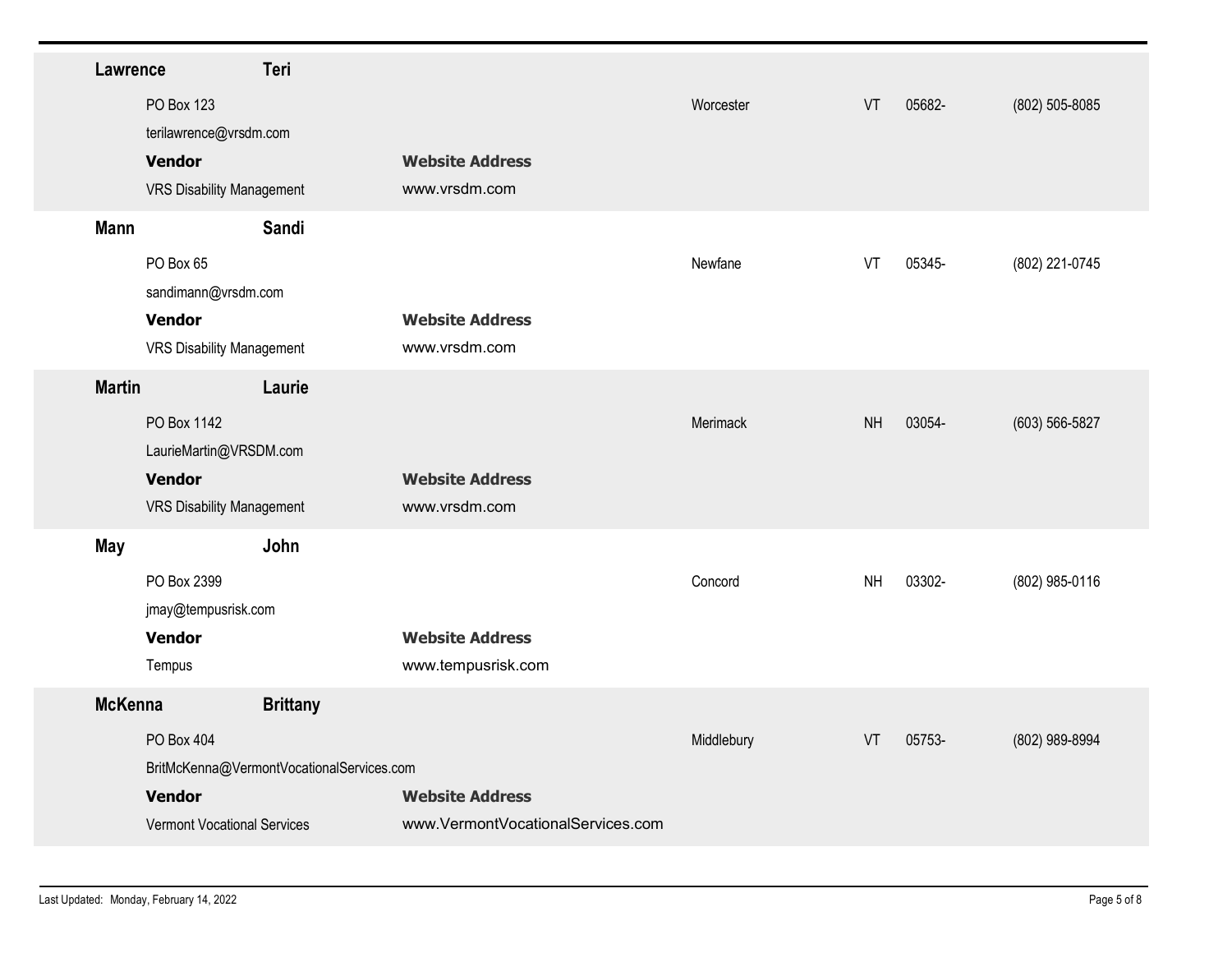**Lawrence** **Teri**

PO Box 123 | Worcester | VT | 05682- | (802) 505-8085

terilawrence@vrsdm.com

**Vendor** | **Website Address**

VRS Disability Management | www.vrsdm.com

**Mann** **Sandi**

PO Box 65 | Newfane | VT | 05345- | (802) 221-0745

sandimann@vrsdm.com

**Vendor** | **Website Address**

VRS Disability Management | www.vrsdm.com

**Martin** **Laurie**

PO Box 1142 | Merimack | NH | 03054- | (603) 566-5827

LaurieMartin@VRSDM.com

**Vendor** | **Website Address**

VRS Disability Management | www.vrsdm.com

**May** **John**

PO Box 2399 | Concord | NH | 03302- | (802) 985-0116

jmay@tempusrisk.com

**Vendor** | **Website Address**

Tempus | www.tempusrisk.com

**McKenna** **Brittany**

PO Box 404 | Middlebury | VT | 05753- | (802) 989-8994

BritMcKenna@VermontVocationalServices.com

**Vendor** | **Website Address**

Vermont Vocational Services | www.VermontVocationalServices.com

Last Updated: Monday, February 14, 2022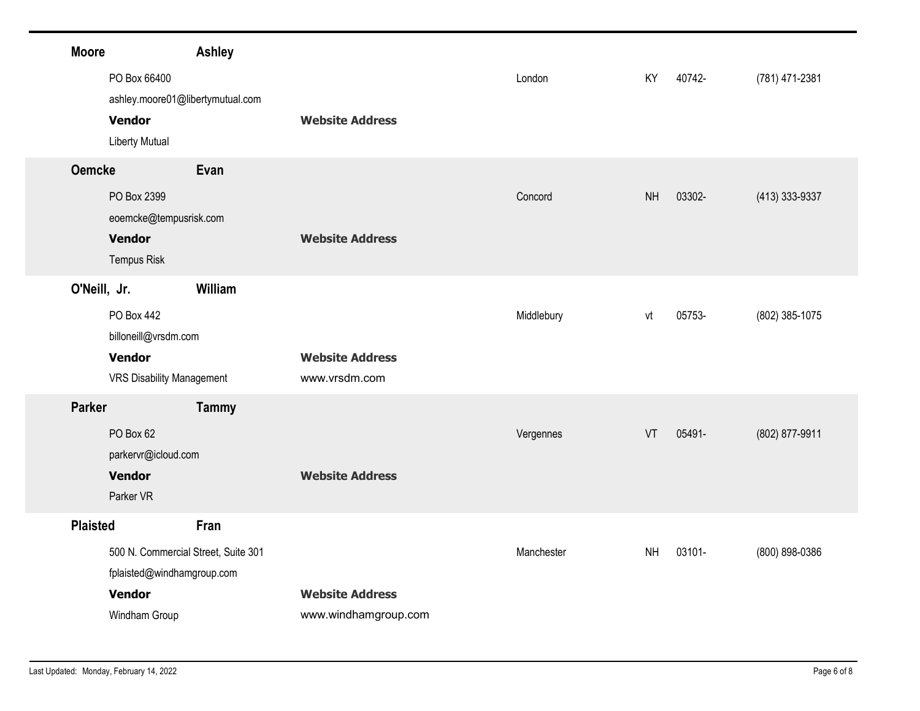**Moore** **Ashley**

PO Box 66400 | London | KY | 40742- | (781) 471-2381

ashley.moore01@libertymutual.com

**Vendor** | **Website Address**

Liberty Mutual

**Oemcke** **Evan**

PO Box 2399 | Concord | NH | 03302- | (413) 333-9337

eoemcke@tempusrisk.com

**Vendor** | **Website Address**

Tempus Risk

**O'Neill, Jr.** **William**

PO Box 442 | Middlebury | vt | 05753- | (802) 385-1075

billoneill@vrsdm.com

**Vendor** | **Website Address**

VRS Disability Management | www.vrsdm.com

**Parker** **Tammy**

PO Box 62 | Vergennes | VT | 05491- | (802) 877-9911

parkervr@icloud.com

**Vendor** | **Website Address**

Parker VR

**Plaisted** **Fran**

500 N. Commercial Street, Suite 301 | Manchester | NH | 03101- | (800) 898-0386

fplaisted@windhamgroup.com

**Vendor** | **Website Address**

Windham Group | www.windhamgroup.com

Last Updated: Monday, February 14, 2022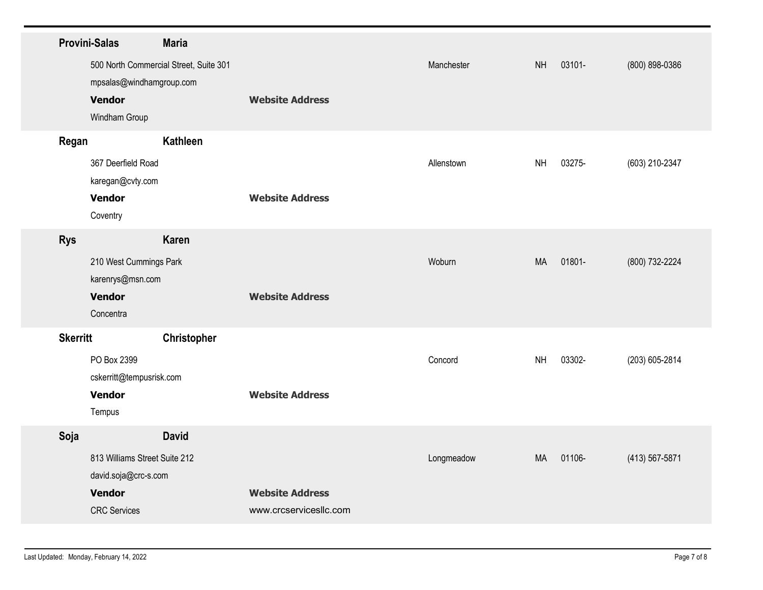**Provini-Salas** **Maria**

500 North Commercial Street, Suite 301 | Manchester | NH | 03101- | (800) 898-0386

mpsalas@windhamgroup.com

**Vendor** | **Website Address**

Windham Group

---

**Regan** **Kathleen**

367 Deerfield Road | Allenstown | NH | 03275- | (603) 210-2347

karegan@cvty.com

**Vendor** | **Website Address**

Coventry

---

**Rys** **Karen**

210 West Cummings Park | Woburn | MA | 01801- | (800) 732-2224

karenrys@msn.com

**Vendor** | **Website Address**

Concentra

---

**Skerritt** **Christopher**

PO Box 2399 | Concord | NH | 03302- | (203) 605-2814

cskerritt@tempusrisk.com

**Vendor** | **Website Address**

Tempus

---

**Soja** **David**

813 Williams Street Suite 212 | Longmeadow | MA | 01106- | (413) 567-5871

david.soja@crc-s.com

**Vendor** | **Website Address**

CRC Services | www.crcservicesllc.com

Last Updated: Monday, February 14, 2022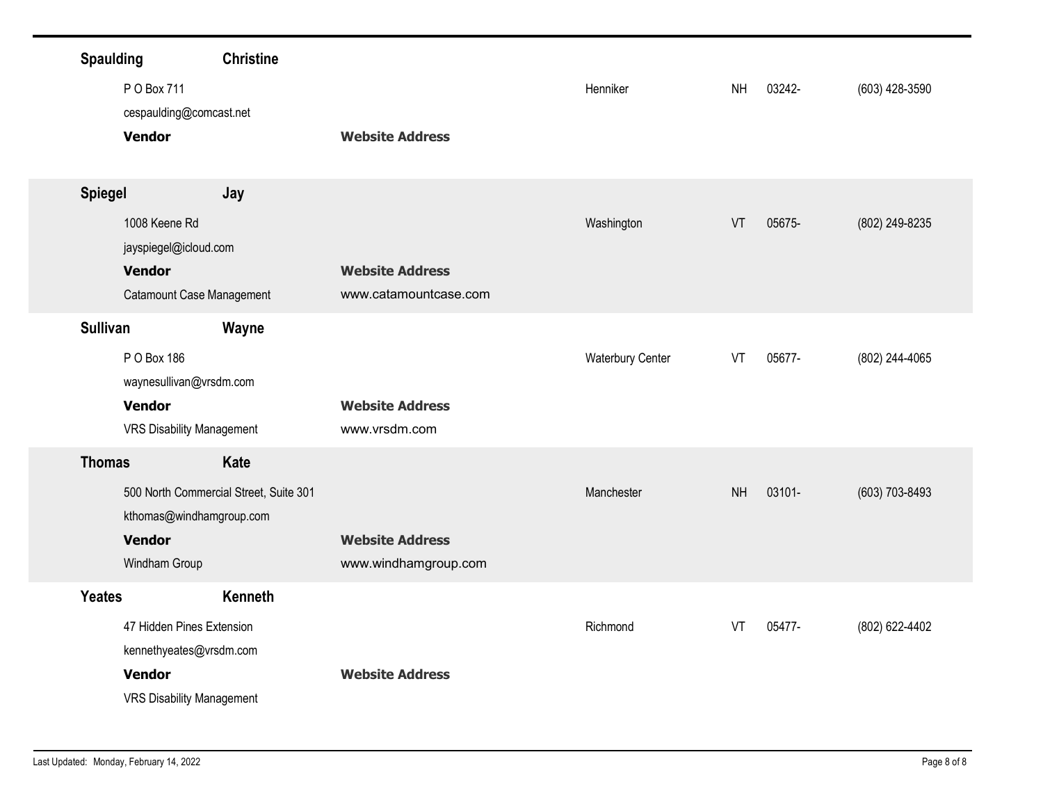**Spaulding** **Christine**

P O Box 711 | Henniker | NH | 03242- | (603) 428-3590

cespaulding@comcast.net

**Vendor** **Website Address**

**Spiegel** **Jay**

1008 Keene Rd | Washington | VT | 05675- | (802) 249-8235

jayspiegel@icloud.com

**Vendor** **Website Address**

Catamount Case Management www.catamountcase.com

**Sullivan** **Wayne**

P O Box 186 | Waterbury Center | VT | 05677- | (802) 244-4065

waynesullivan@vrsdm.com

**Vendor** **Website Address**

VRS Disability Management www.vrsdm.com

**Thomas** **Kate**

500 North Commercial Street, Suite 301 | Manchester | NH | 03101- | (603) 703-8493

kthomas@windhamgroup.com

**Vendor** **Website Address**

Windham Group www.windhamgroup.com

**Yeates** **Kenneth**

47 Hidden Pines Extension | Richmond | VT | 05477- | (802) 622-4402

kennethyeates@vrsdm.com

**Vendor** **Website Address**

VRS Disability Management

Last Updated: Monday, February 14, 2022